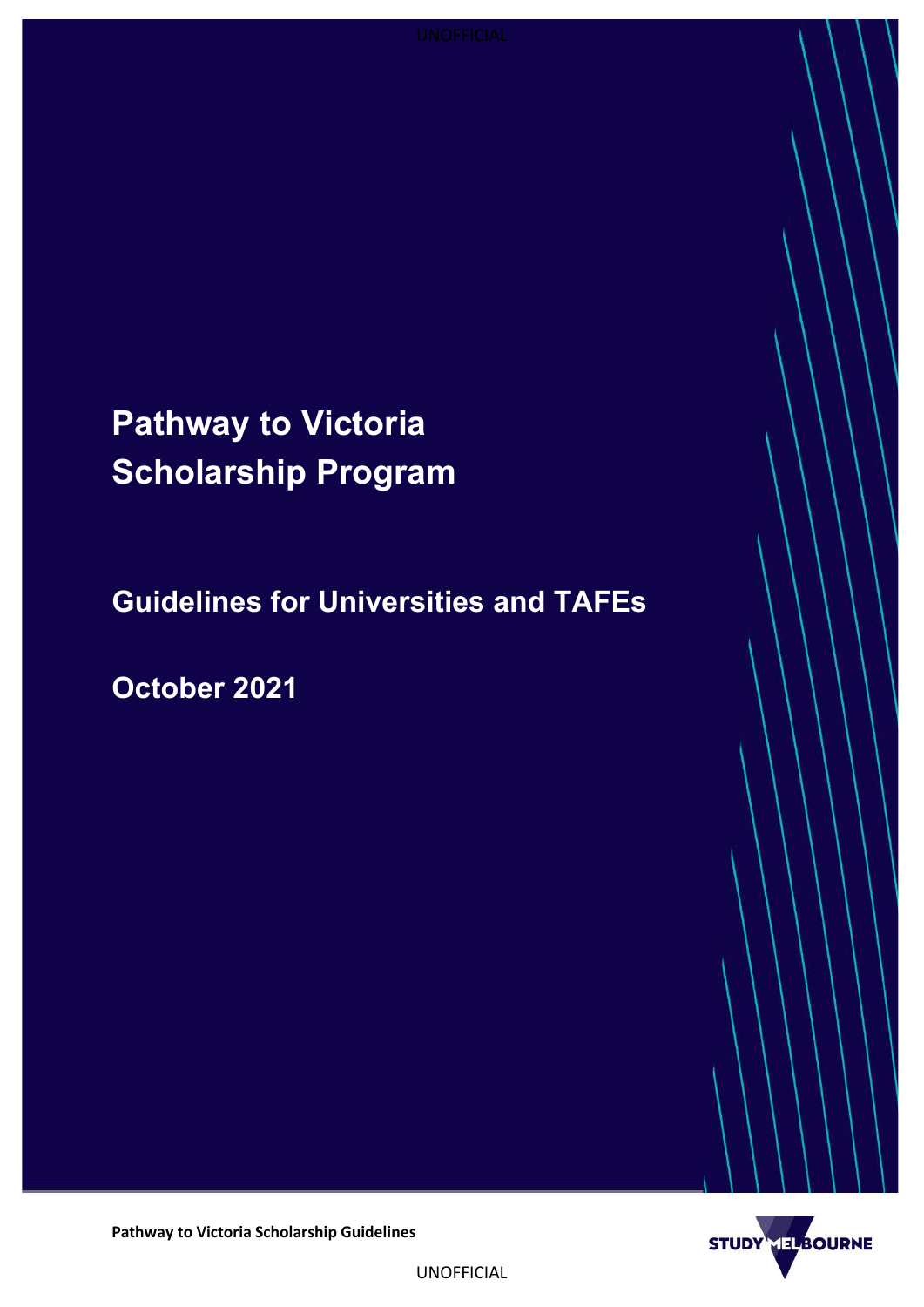# Pathway to Victoria Scholarship Program

## Guidelines for Universities and TAFEs

## October 2021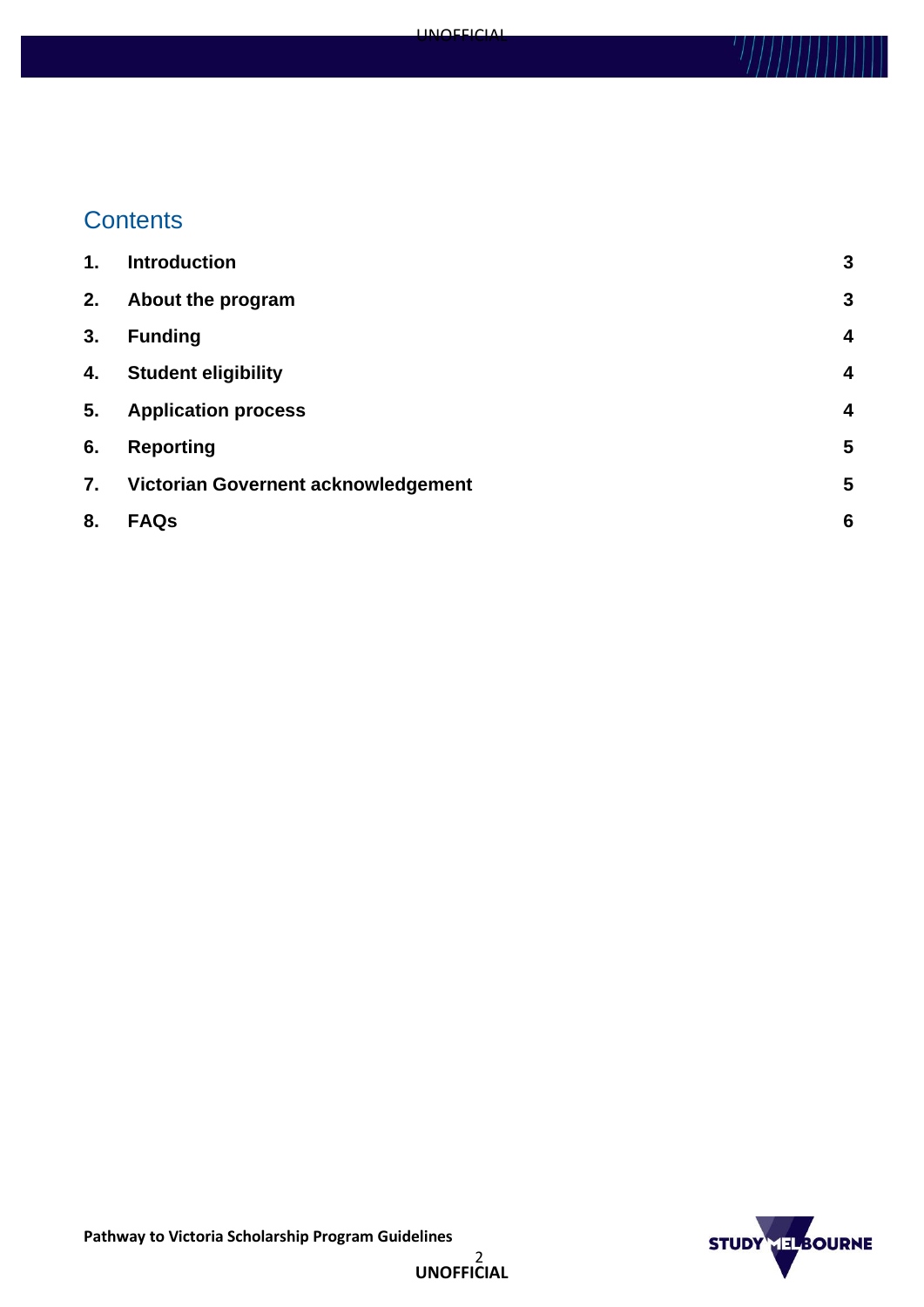## Contents

| | | |
|---|---|---|
| **1.** | **Introduction** | **3** |
| **2.** | **About the program** | **3** |
| **3.** | **Funding** | **4** |
| **4.** | **Student eligibility** | **4** |
| **5.** | **Application process** | **4** |
| **6.** | **Reporting** | **5** |
| **7.** | **Victorian Governent acknowledgement** | **5** |
| **8.** | **FAQs** | **6** |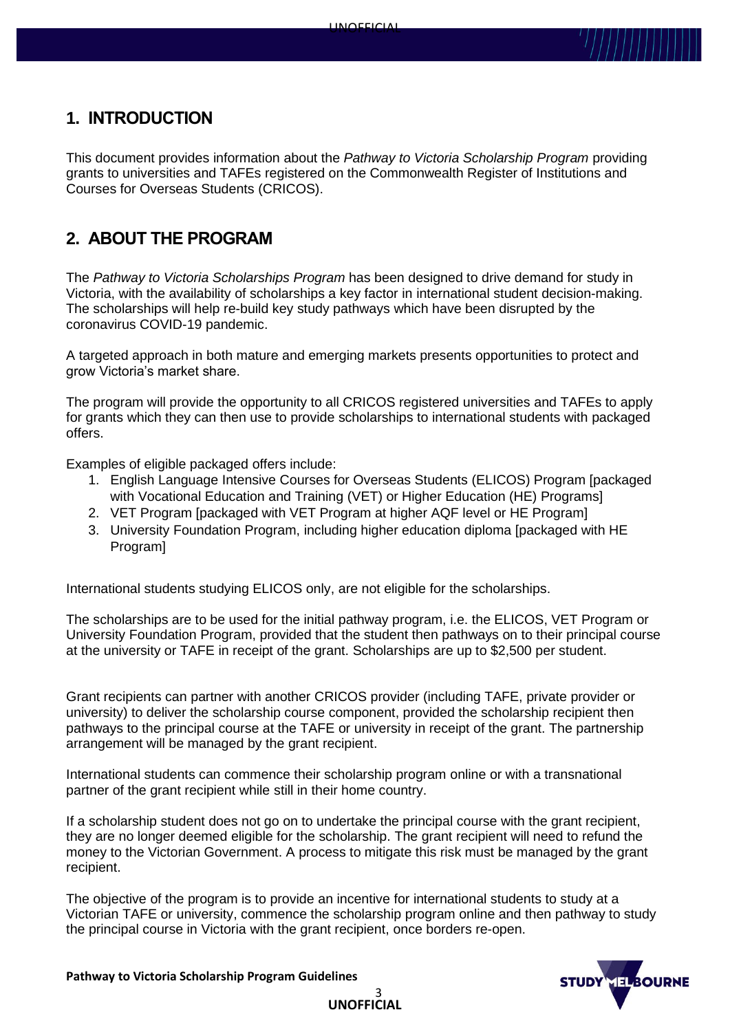## 1. INTRODUCTION

This document provides information about the *Pathway to Victoria Scholarship Program* providing grants to universities and TAFEs registered on the Commonwealth Register of Institutions and Courses for Overseas Students (CRICOS).

## 2. ABOUT THE PROGRAM

The *Pathway to Victoria Scholarships Program* has been designed to drive demand for study in Victoria, with the availability of scholarships a key factor in international student decision-making. The scholarships will help re-build key study pathways which have been disrupted by the coronavirus COVID-19 pandemic.

A targeted approach in both mature and emerging markets presents opportunities to protect and grow Victoria's market share.

The program will provide the opportunity to all CRICOS registered universities and TAFEs to apply for grants which they can then use to provide scholarships to international students with packaged offers.

Examples of eligible packaged offers include:

1. English Language Intensive Courses for Overseas Students (ELICOS) Program [packaged with Vocational Education and Training (VET) or Higher Education (HE) Programs]
2. VET Program [packaged with VET Program at higher AQF level or HE Program]
3. University Foundation Program, including higher education diploma [packaged with HE Program]

International students studying ELICOS only, are not eligible for the scholarships.

The scholarships are to be used for the initial pathway program, i.e. the ELICOS, VET Program or University Foundation Program, provided that the student then pathways on to their principal course at the university or TAFE in receipt of the grant. Scholarships are up to $2,500 per student.

Grant recipients can partner with another CRICOS provider (including TAFE, private provider or university) to deliver the scholarship course component, provided the scholarship recipient then pathways to the principal course at the TAFE or university in receipt of the grant. The partnership arrangement will be managed by the grant recipient.

International students can commence their scholarship program online or with a transnational partner of the grant recipient while still in their home country.

If a scholarship student does not go on to undertake the principal course with the grant recipient, they are no longer deemed eligible for the scholarship. The grant recipient will need to refund the money to the Victorian Government. A process to mitigate this risk must be managed by the grant recipient.

The objective of the program is to provide an incentive for international students to study at a Victorian TAFE or university, commence the scholarship program online and then pathway to study the principal course in Victoria with the grant recipient, once borders re-open.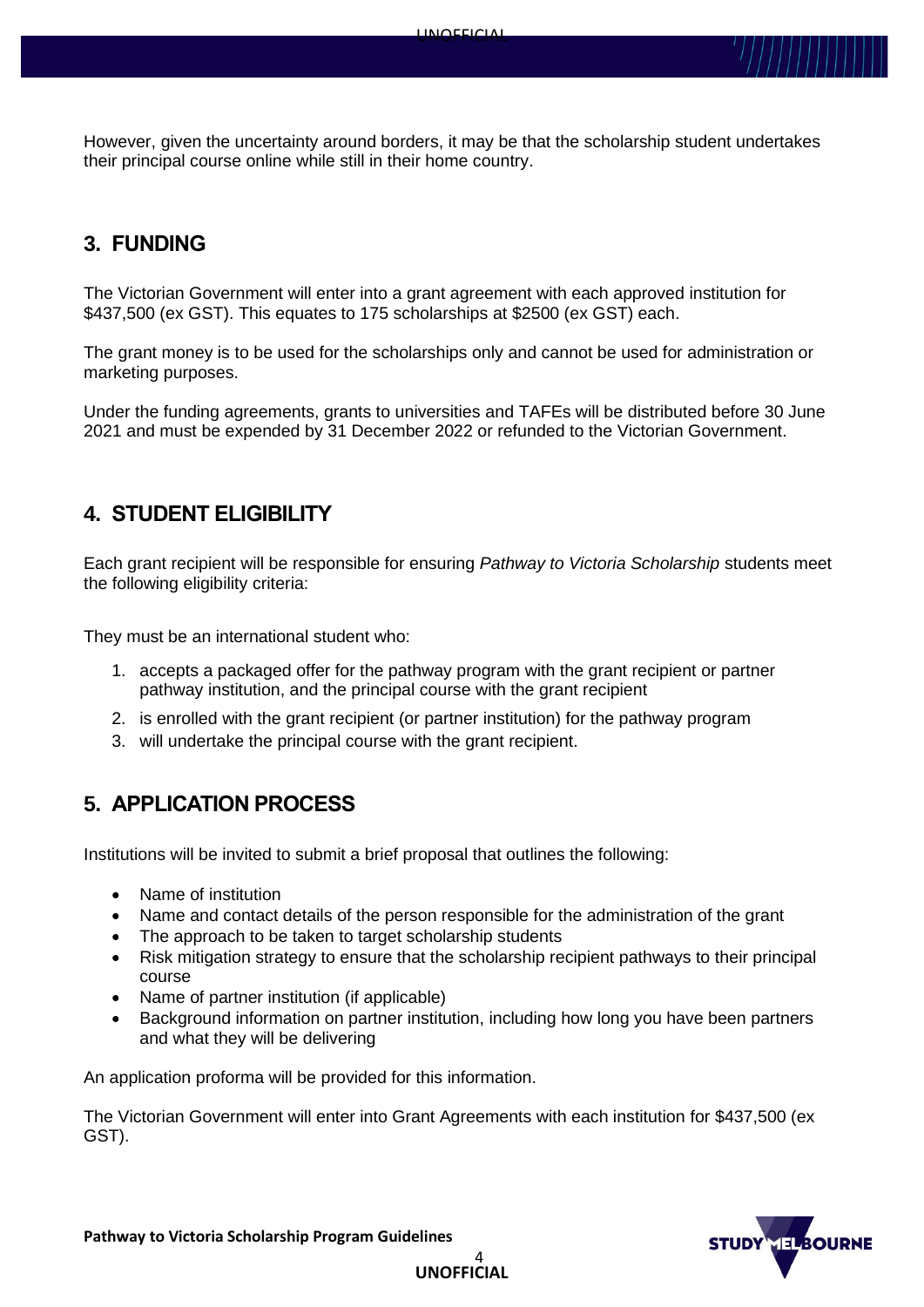However, given the uncertainty around borders, it may be that the scholarship student undertakes their principal course online while still in their home country.

## 3. FUNDING

The Victorian Government will enter into a grant agreement with each approved institution for $437,500 (ex GST). This equates to 175 scholarships at $2500 (ex GST) each.

The grant money is to be used for the scholarships only and cannot be used for administration or marketing purposes.

Under the funding agreements, grants to universities and TAFEs will be distributed before 30 June 2021 and must be expended by 31 December 2022 or refunded to the Victorian Government.

## 4. STUDENT ELIGIBILITY

Each grant recipient will be responsible for ensuring *Pathway to Victoria Scholarship* students meet the following eligibility criteria:

They must be an international student who:

1. accepts a packaged offer for the pathway program with the grant recipient or partner pathway institution, and the principal course with the grant recipient
2. is enrolled with the grant recipient (or partner institution) for the pathway program
3. will undertake the principal course with the grant recipient.

## 5. APPLICATION PROCESS

Institutions will be invited to submit a brief proposal that outlines the following:

- Name of institution
- Name and contact details of the person responsible for the administration of the grant
- The approach to be taken to target scholarship students
- Risk mitigation strategy to ensure that the scholarship recipient pathways to their principal course
- Name of partner institution (if applicable)
- Background information on partner institution, including how long you have been partners and what they will be delivering

An application proforma will be provided for this information.

The Victorian Government will enter into Grant Agreements with each institution for $437,500 (ex GST).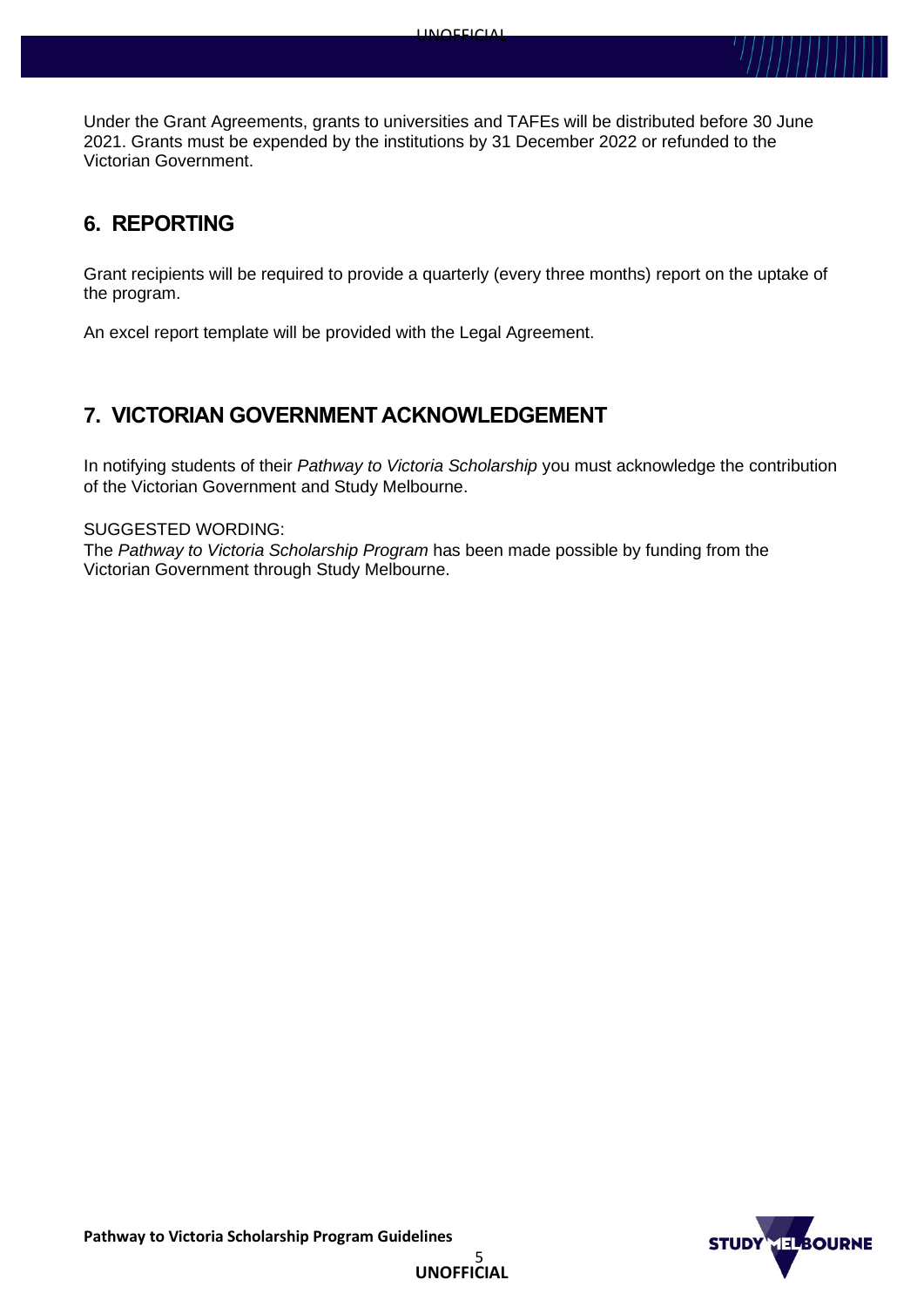Under the Grant Agreements, grants to universities and TAFEs will be distributed before 30 June 2021. Grants must be expended by the institutions by 31 December 2022 or refunded to the Victorian Government.

## 6. REPORTING

Grant recipients will be required to provide a quarterly (every three months) report on the uptake of the program.

An excel report template will be provided with the Legal Agreement.

## 7. VICTORIAN GOVERNMENT ACKNOWLEDGEMENT

In notifying students of their *Pathway to Victoria Scholarship* you must acknowledge the contribution of the Victorian Government and Study Melbourne.

SUGGESTED WORDING:
The *Pathway to Victoria Scholarship Program* has been made possible by funding from the Victorian Government through Study Melbourne.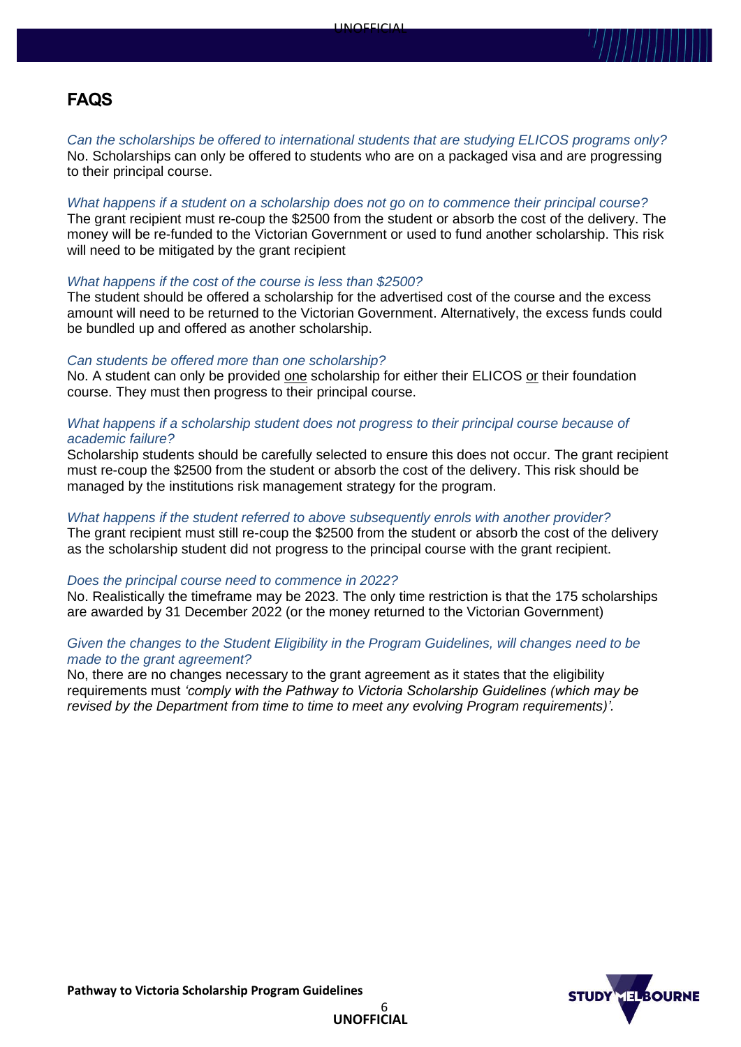## FAQS

*Can the scholarships be offered to international students that are studying ELICOS programs only?*
No. Scholarships can only be offered to students who are on a packaged visa and are progressing to their principal course.

*What happens if a student on a scholarship does not go on to commence their principal course?*
The grant recipient must re-coup the $2500 from the student or absorb the cost of the delivery. The money will be re-funded to the Victorian Government or used to fund another scholarship. This risk will need to be mitigated by the grant recipient

*What happens if the cost of the course is less than $2500?*
The student should be offered a scholarship for the advertised cost of the course and the excess amount will need to be returned to the Victorian Government. Alternatively, the excess funds could be bundled up and offered as another scholarship.

*Can students be offered more than one scholarship?*
No. A student can only be provided one scholarship for either their ELICOS or their foundation course. They must then progress to their principal course.

*What happens if a scholarship student does not progress to their principal course because of academic failure?*
Scholarship students should be carefully selected to ensure this does not occur. The grant recipient must re-coup the $2500 from the student or absorb the cost of the delivery. This risk should be managed by the institutions risk management strategy for the program.

*What happens if the student referred to above subsequently enrols with another provider?*
The grant recipient must still re-coup the $2500 from the student or absorb the cost of the delivery as the scholarship student did not progress to the principal course with the grant recipient.

*Does the principal course need to commence in 2022?*
No. Realistically the timeframe may be 2023. The only time restriction is that the 175 scholarships are awarded by 31 December 2022 (or the money returned to the Victorian Government)

*Given the changes to the Student Eligibility in the Program Guidelines, will changes need to be made to the grant agreement?*
No, there are no changes necessary to the grant agreement as it states that the eligibility requirements must *'comply with the Pathway to Victoria Scholarship Guidelines (which may be revised by the Department from time to time to meet any evolving Program requirements)'.*